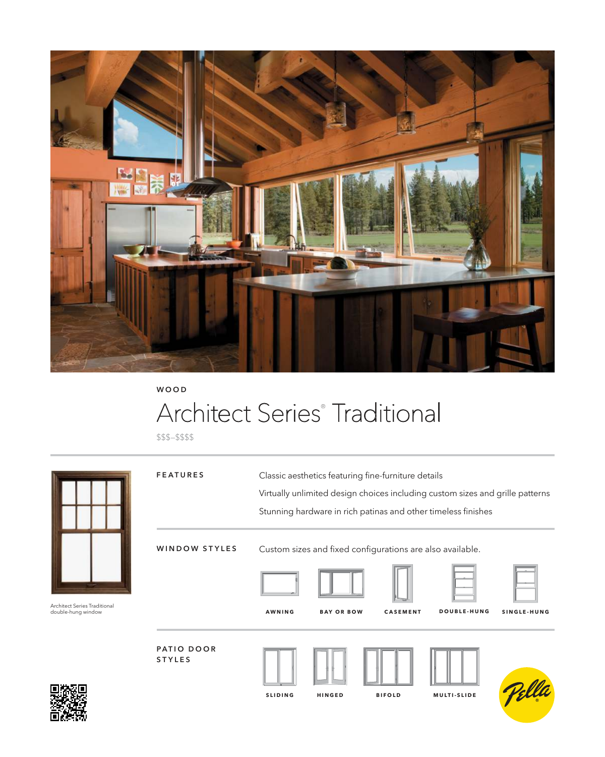WOOD

# Architect Series® Traditional

$$$–$$$$

Architect Series Traditional double-hung window

## FEATURES

- Classic aesthetics featuring fine-furniture details
- Virtually unlimited design choices including custom sizes and grille patterns
- Stunning hardware in rich patinas and other timeless finishes

## WINDOW STYLES

Custom sizes and fixed configurations are also available.

AWNING | BAY OR BOW | CASEMENT | DOUBLE-HUNG | SINGLE-HUNG

## PATIO DOOR STYLES

SLIDING | HINGED | BIFOLD | MULTI-SLIDE

Pella®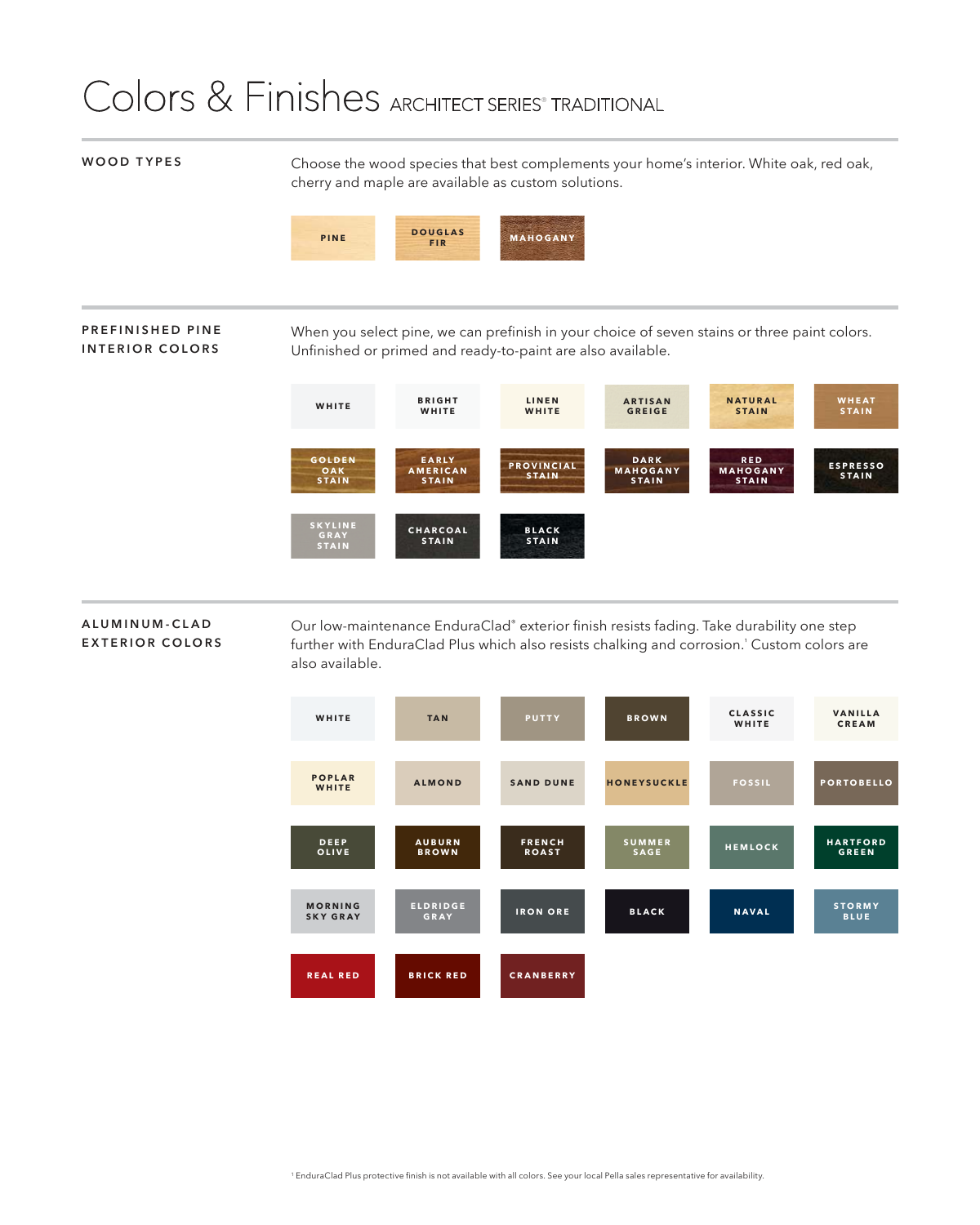# Colors & Finishes ARCHITECT SERIES® TRADITIONAL

## WOOD TYPES

Choose the wood species that best complements your home's interior. White oak, red oak, cherry and maple are available as custom solutions.

PINE | DOUGLAS FIR | MAHOGANY

## PREFINISHED PINE INTERIOR COLORS

When you select pine, we can prefinish in your choice of seven stains or three paint colors. Unfinished or primed and ready-to-paint are also available.

WHITE | BRIGHT WHITE | LINEN WHITE | ARTISAN GREIGE | NATURAL STAIN | WHEAT STAIN

GOLDEN OAK STAIN | EARLY AMERICAN STAIN | PROVINCIAL STAIN | DARK MAHOGANY STAIN | RED MAHOGANY STAIN | ESPRESSO STAIN

SKYLINE GRAY STAIN | CHARCOAL STAIN | BLACK STAIN

## ALUMINUM-CLAD EXTERIOR COLORS

Our low-maintenance EnduraClad® exterior finish resists fading. Take durability one step further with EnduraClad Plus which also resists chalking and corrosion.[1] Custom colors are also available.

WHITE | TAN | PUTTY | BROWN | CLASSIC WHITE | VANILLA CREAM

POPLAR WHITE | ALMOND | SAND DUNE | HONEYSUCKLE | FOSSIL | PORTOBELLO

DEEP OLIVE | AUBURN BROWN | FRENCH ROAST | SUMMER SAGE | HEMLOCK | HARTFORD GREEN

MORNING SKY GRAY | ELDRIDGE GRAY | IRON ORE | BLACK | NAVAL | STORMY BLUE

REAL RED | BRICK RED | CRANBERRY

[1] EnduraClad Plus protective finish is not available with all colors. See your local Pella sales representative for availability.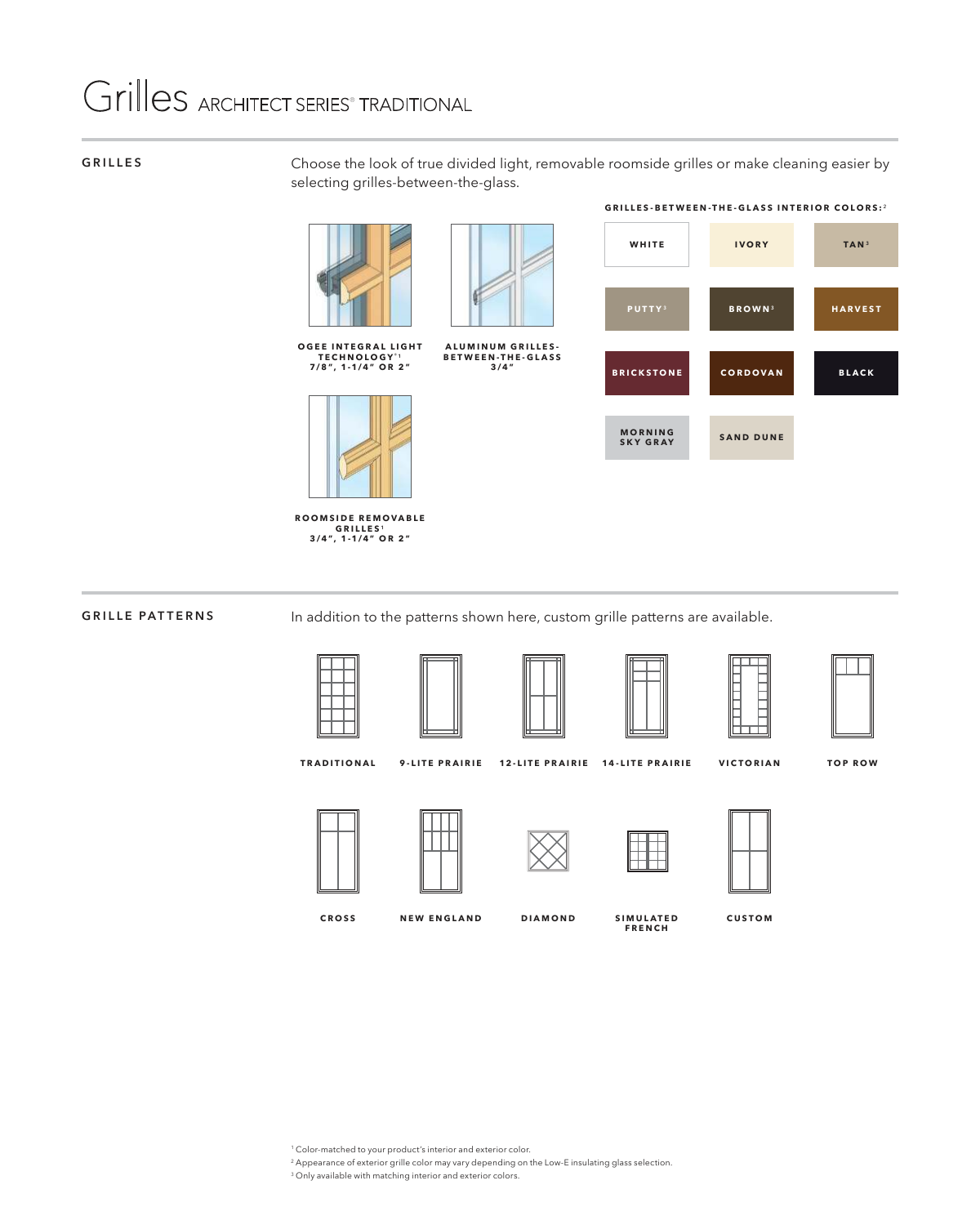# Grilles ARCHITECT SERIES® TRADITIONAL

## GRILLES

Choose the look of true divided light, removable roomside grilles or make cleaning easier by selecting grilles-between-the-glass.

**OGEE INTEGRAL LIGHT TECHNOLOGY®[1]**
**7/8", 1-1/4" OR 2"**

**ALUMINUM GRILLES-BETWEEN-THE-GLASS**
**3/4"**

**ROOMSIDE REMOVABLE GRILLES[1]**
**3/4", 1-1/4" OR 2"**

**GRILLES-BETWEEN-THE-GLASS INTERIOR COLORS:[2]**

| | | |
|---|---|---|
| WHITE | IVORY | TAN[3] |
| PUTTY[3] | BROWN[3] | HARVEST |
| BRICKSTONE | CORDOVAN | BLACK |
| MORNING SKY GRAY | SAND DUNE | |

## GRILLE PATTERNS

In addition to the patterns shown here, custom grille patterns are available.

- TRADITIONAL
- 9-LITE PRAIRIE
- 12-LITE PRAIRIE
- 14-LITE PRAIRIE
- VICTORIAN
- TOP ROW
- CROSS
- NEW ENGLAND
- DIAMOND
- SIMULATED FRENCH
- CUSTOM

[1] Color-matched to your product's interior and exterior color.
[2] Appearance of exterior grille color may vary depending on the Low-E insulating glass selection.
[3] Only available with matching interior and exterior colors.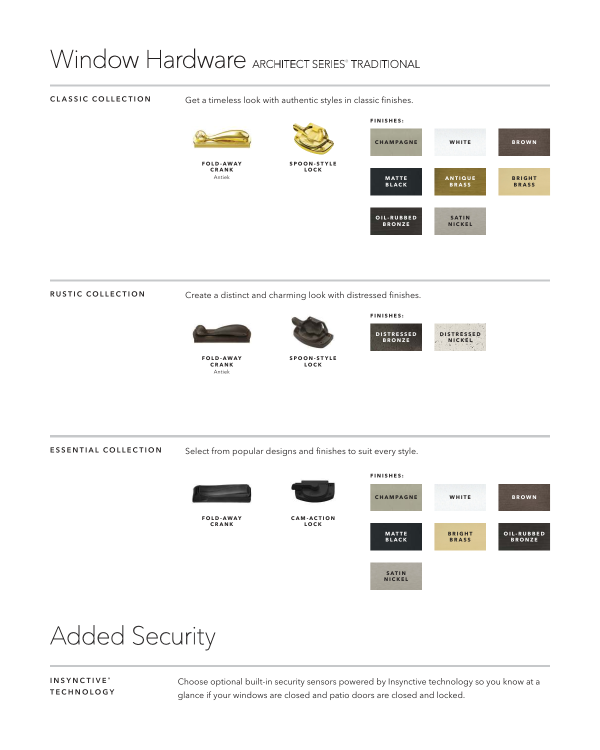# Window Hardware ARCHITECT SERIES® TRADITIONAL

## CLASSIC COLLECTION

Get a timeless look with authentic styles in classic finishes.

FOLD-AWAY CRANK
Antiek

SPOON-STYLE LOCK

**FINISHES:**

- CHAMPAGNE
- WHITE
- BROWN
- MATTE BLACK
- ANTIQUE BRASS
- BRIGHT BRASS
- OIL-RUBBED BRONZE
- SATIN NICKEL

## RUSTIC COLLECTION

Create a distinct and charming look with distressed finishes.

FOLD-AWAY CRANK
Antiek

SPOON-STYLE LOCK

**FINISHES:**

- DISTRESSED BRONZE
- DISTRESSED NICKEL

## ESSENTIAL COLLECTION

Select from popular designs and finishes to suit every style.

FOLD-AWAY CRANK

CAM-ACTION LOCK

**FINISHES:**

- CHAMPAGNE
- WHITE
- BROWN
- MATTE BLACK
- BRIGHT BRASS
- OIL-RUBBED BRONZE
- SATIN NICKEL

# Added Security

## INSYNCTIVE® TECHNOLOGY

Choose optional built-in security sensors powered by Insynctive technology so you know at a glance if your windows are closed and patio doors are closed and locked.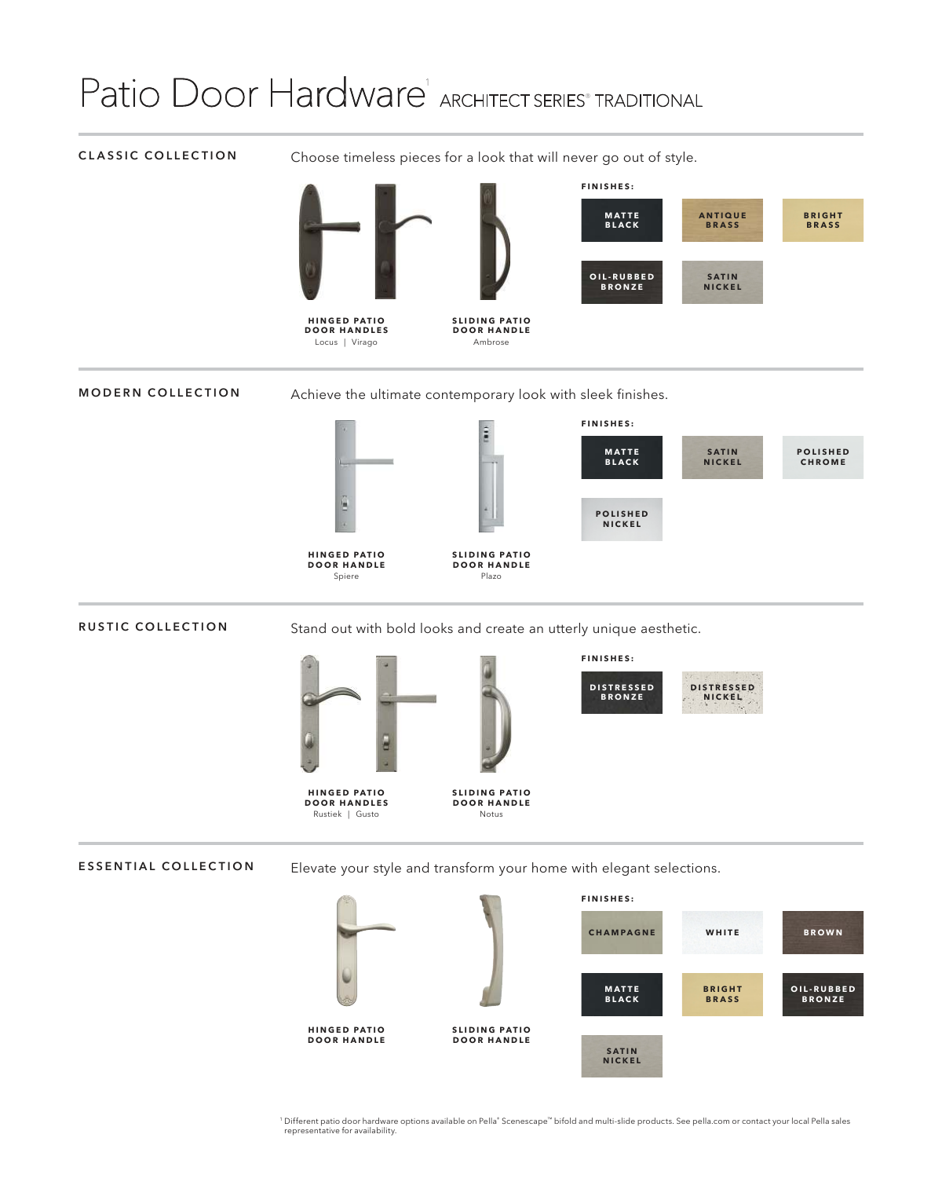# Patio Door Hardware[1] ARCHITECT SERIES® TRADITIONAL

## CLASSIC COLLECTION

Choose timeless pieces for a look that will never go out of style.

**HINGED PATIO DOOR HANDLES**
Locus | Virago

**SLIDING PATIO DOOR HANDLE**
Ambrose

**FINISHES:**

- MATTE BLACK
- ANTIQUE BRASS
- BRIGHT BRASS
- OIL-RUBBED BRONZE
- SATIN NICKEL

## MODERN COLLECTION

Achieve the ultimate contemporary look with sleek finishes.

**HINGED PATIO DOOR HANDLE**
Spiere

**SLIDING PATIO DOOR HANDLE**
Plazo

**FINISHES:**

- MATTE BLACK
- SATIN NICKEL
- POLISHED CHROME
- POLISHED NICKEL

## RUSTIC COLLECTION

Stand out with bold looks and create an utterly unique aesthetic.

**HINGED PATIO DOOR HANDLES**
Rustiek | Gusto

**SLIDING PATIO DOOR HANDLE**
Notus

**FINISHES:**

- DISTRESSED BRONZE
- DISTRESSED NICKEL

## ESSENTIAL COLLECTION

Elevate your style and transform your home with elegant selections.

**HINGED PATIO DOOR HANDLE**

**SLIDING PATIO DOOR HANDLE**

**FINISHES:**

- CHAMPAGNE
- WHITE
- BROWN
- MATTE BLACK
- BRIGHT BRASS
- OIL-RUBBED BRONZE
- SATIN NICKEL

[1] Different patio door hardware options available on Pella® Scenescape™ bifold and multi-slide products. See pella.com or contact your local Pella sales representative for availability.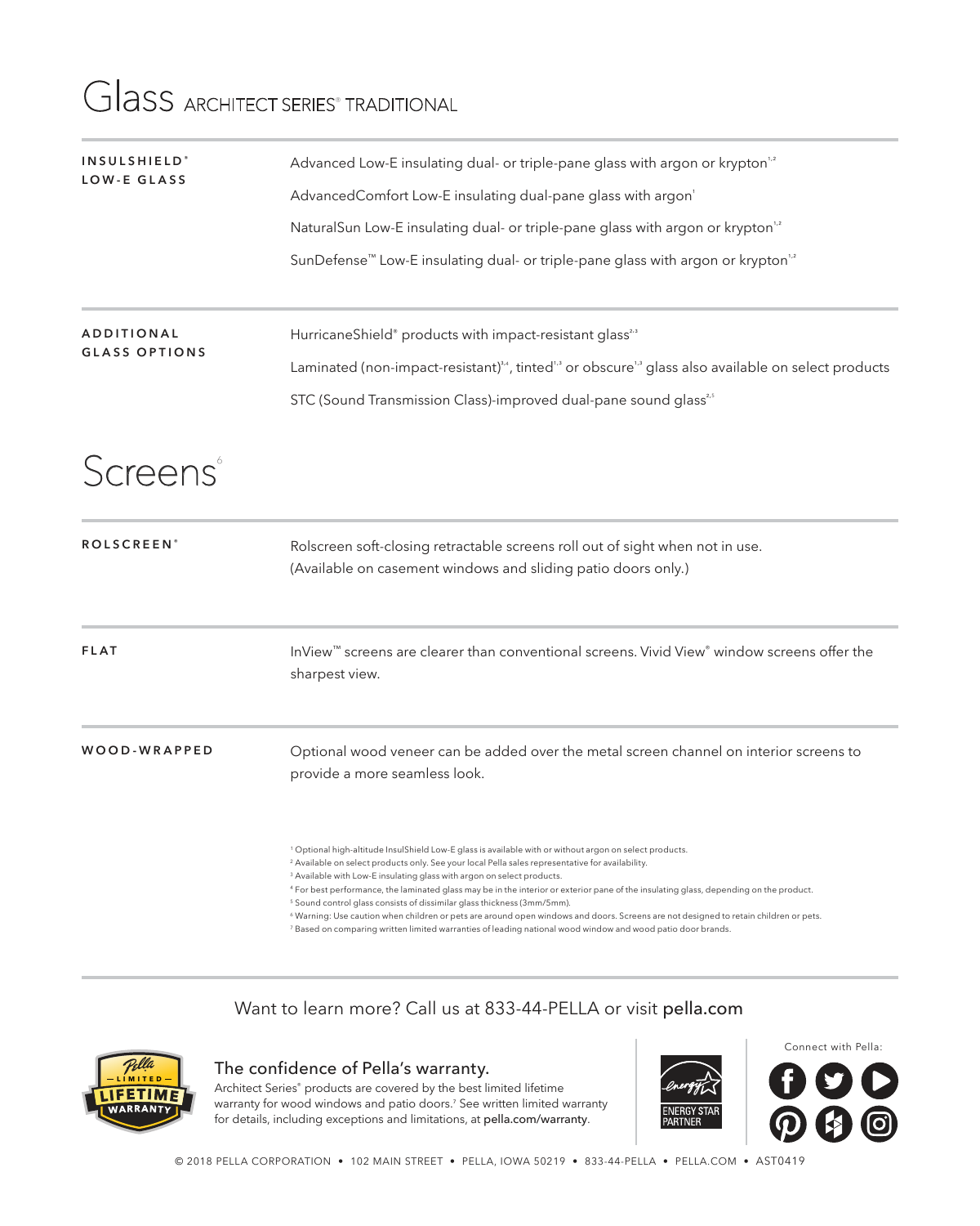# Glass ARCHITECT SERIES® TRADITIONAL

| | |
|---|---|
| **INSULSHIELD® LOW-E GLASS** | Advanced Low-E insulating dual- or triple-pane glass with argon or krypton[1,2] |
| | AdvancedComfort Low-E insulating dual-pane glass with argon[1] |
| | NaturalSun Low-E insulating dual- or triple-pane glass with argon or krypton[1,2] |
| | SunDefense™ Low-E insulating dual- or triple-pane glass with argon or krypton[1,2] |
| **ADDITIONAL GLASS OPTIONS** | HurricaneShield® products with impact-resistant glass[2,3] |
| | Laminated (non-impact-resistant)[3,4], tinted[1,3] or obscure[1,3] glass also available on select products |
| | STC (Sound Transmission Class)-improved dual-pane sound glass[2,5] |

# Screens[6]

| | |
|---|---|
| **ROLSCREEN®** | Rolscreen soft-closing retractable screens roll out of sight when not in use. (Available on casement windows and sliding patio doors only.) |
| **FLAT** | InView™ screens are clearer than conventional screens. Vivid View® window screens offer the sharpest view. |
| **WOOD-WRAPPED** | Optional wood veneer can be added over the metal screen channel on interior screens to provide a more seamless look. |

[1] Optional high-altitude InsulShield Low-E glass is available with or without argon on select products.
[2] Available on select products only. See your local Pella sales representative for availability.
[3] Available with Low-E insulating glass with argon on select products.
[4] For best performance, the laminated glass may be in the interior or exterior pane of the insulating glass, depending on the product.
[5] Sound control glass consists of dissimilar glass thickness (3mm/5mm).
[6] Warning: Use caution when children or pets are around open windows and doors. Screens are not designed to retain children or pets.
[7] Based on comparing written limited warranties of leading national wood window and wood patio door brands.

Want to learn more? Call us at 833-44-PELLA or visit **pella.com**

Pella LIMITED LIFETIME WARRANTY

**The confidence of Pella's warranty.**

Architect Series® products are covered by the best limited lifetime warranty for wood windows and patio doors.[7] See written limited warranty for details, including exceptions and limitations, at pella.com/warranty.

ENERGY STAR PARTNER

Connect with Pella:

© 2018 PELLA CORPORATION • 102 MAIN STREET • PELLA, IOWA 50219 • 833-44-PELLA • PELLA.COM • AST0419